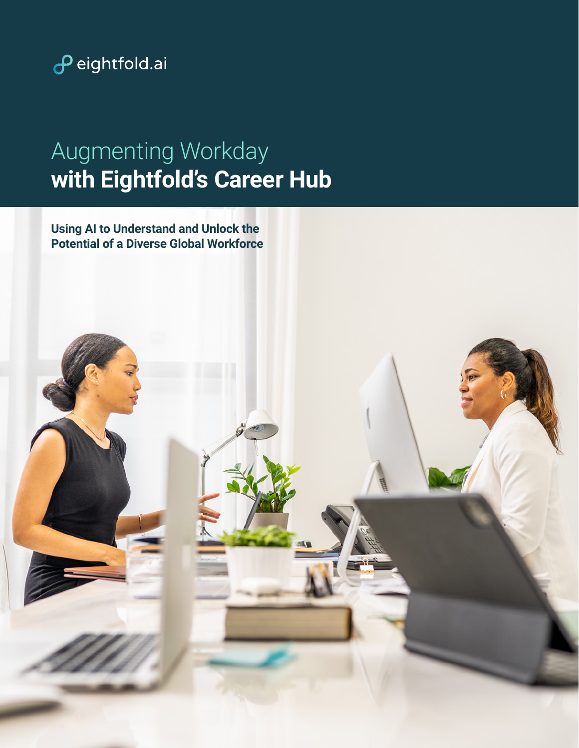eightfold.ai

# Augmenting Workday **with Eightfold's Career Hub**

**Using AI to Understand and Unlock the Potential of a Diverse Global Workforce**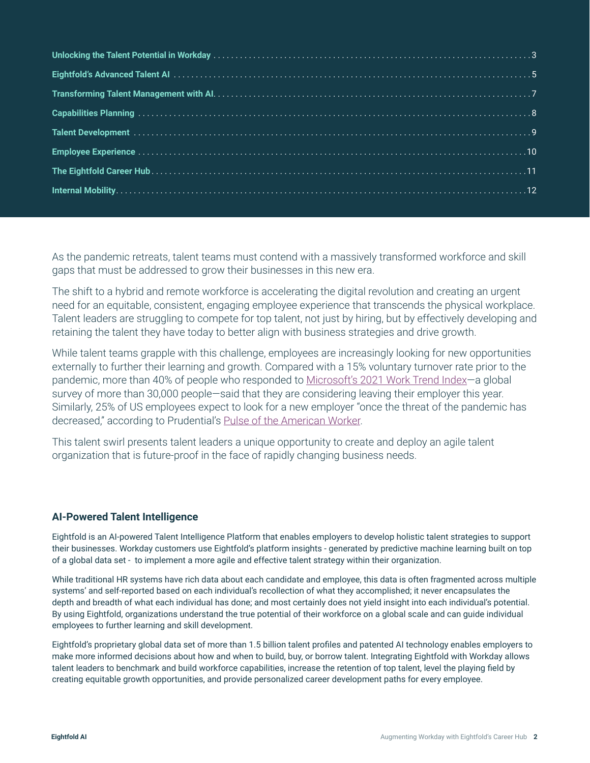- Unlocking the Talent Potential in Workday ....... 3
- Eightfold's Advanced Talent AI ....... 5
- Transforming Talent Management with AI ....... 7
- Capabilities Planning ....... 8
- Talent Development ....... 9
- Employee Experience ....... 10
- The Eightfold Career Hub ....... 11
- Internal Mobility ....... 12

As the pandemic retreats, talent teams must contend with a massively transformed workforce and skill gaps that must be addressed to grow their businesses in this new era.

The shift to a hybrid and remote workforce is accelerating the digital revolution and creating an urgent need for an equitable, consistent, engaging employee experience that transcends the physical workplace. Talent leaders are struggling to compete for top talent, not just by hiring, but by effectively developing and retaining the talent they have today to better align with business strategies and drive growth.

While talent teams grapple with this challenge, employees are increasingly looking for new opportunities externally to further their learning and growth. Compared with a 15% voluntary turnover rate prior to the pandemic, more than 40% of people who responded to Microsoft's 2021 Work Trend Index—a global survey of more than 30,000 people—said that they are considering leaving their employer this year. Similarly, 25% of US employees expect to look for a new employer "once the threat of the pandemic has decreased," according to Prudential's Pulse of the American Worker.

This talent swirl presents talent leaders a unique opportunity to create and deploy an agile talent organization that is future-proof in the face of rapidly changing business needs.

### AI-Powered Talent Intelligence

Eightfold is an AI-powered Talent Intelligence Platform that enables employers to develop holistic talent strategies to support their businesses. Workday customers use Eightfold's platform insights - generated by predictive machine learning built on top of a global data set - to implement a more agile and effective talent strategy within their organization.

While traditional HR systems have rich data about each candidate and employee, this data is often fragmented across multiple systems' and self-reported based on each individual's recollection of what they accomplished; it never encapsulates the depth and breadth of what each individual has done; and most certainly does not yield insight into each individual's potential. By using Eightfold, organizations understand the true potential of their workforce on a global scale and can guide individual employees to further learning and skill development.

Eightfold's proprietary global data set of more than 1.5 billion talent profiles and patented AI technology enables employers to make more informed decisions about how and when to build, buy, or borrow talent. Integrating Eightfold with Workday allows talent leaders to benchmark and build workforce capabilities, increase the retention of top talent, level the playing field by creating equitable growth opportunities, and provide personalized career development paths for every employee.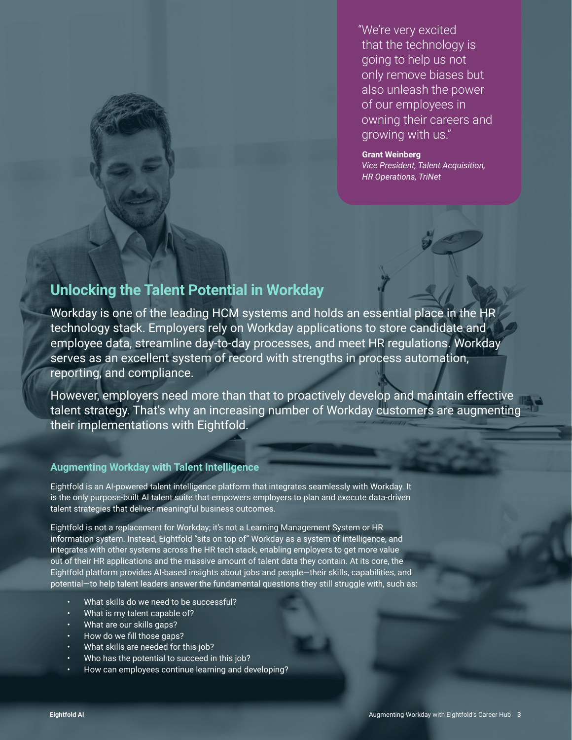> "We're very excited that the technology is going to help us not only remove biases but also unleash the power of our employees in owning their careers and growing with us."
>
> **Grant Weinberg**
> *Vice President, Talent Acquisition, HR Operations, TriNet*

## Unlocking the Talent Potential in Workday

Workday is one of the leading HCM systems and holds an essential place in the HR technology stack. Employers rely on Workday applications to store candidate and employee data, streamline day-to-day processes, and meet HR regulations. Workday serves as an excellent system of record with strengths in process automation, reporting, and compliance.

However, employers need more than that to proactively develop and maintain effective talent strategy. That's why an increasing number of Workday customers are augmenting their implementations with Eightfold.

### Augmenting Workday with Talent Intelligence

Eightfold is an AI-powered talent intelligence platform that integrates seamlessly with Workday. It is the only purpose-built AI talent suite that empowers employers to plan and execute data-driven talent strategies that deliver meaningful business outcomes.

Eightfold is not a replacement for Workday; it's not a Learning Management System or HR information system. Instead, Eightfold "sits on top of" Workday as a system of intelligence, and integrates with other systems across the HR tech stack, enabling employers to get more value out of their HR applications and the massive amount of talent data they contain. At its core, the Eightfold platform provides AI-based insights about jobs and people—their skills, capabilities, and potential—to help talent leaders answer the fundamental questions they still struggle with, such as:

- What skills do we need to be successful?
- What is my talent capable of?
- What are our skills gaps?
- How do we fill those gaps?
- What skills are needed for this job?
- Who has the potential to succeed in this job?
- How can employees continue learning and developing?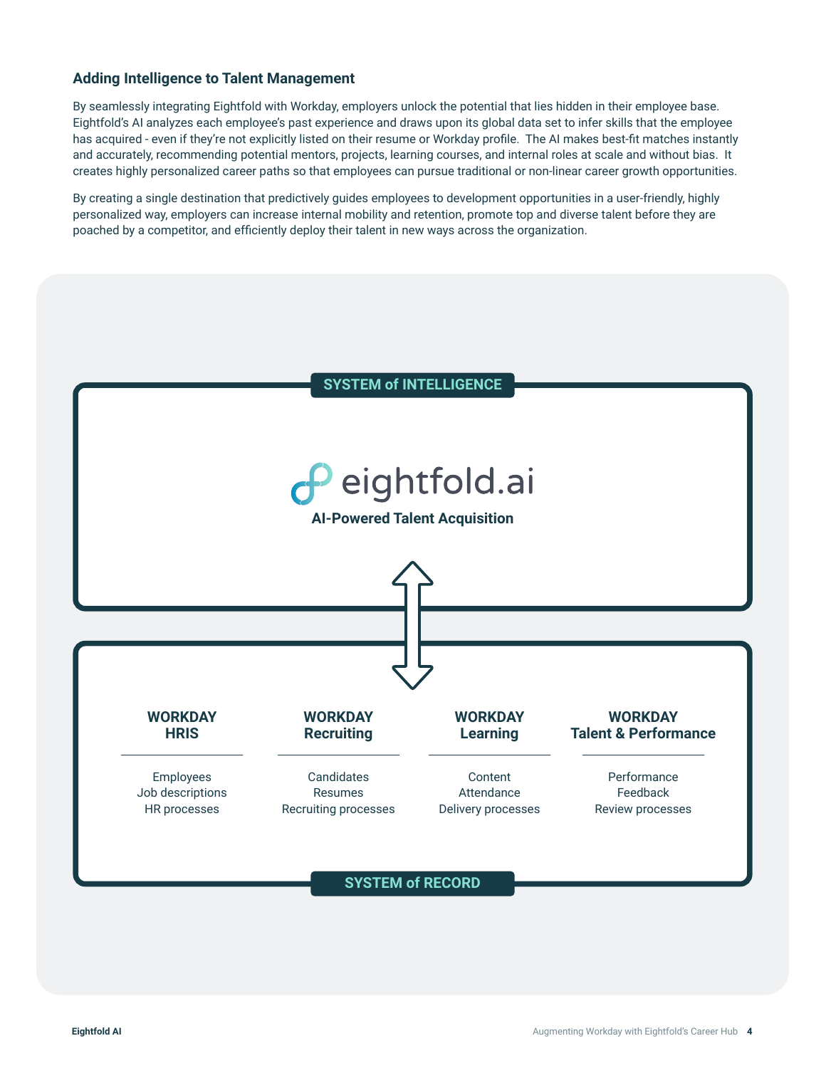### Adding Intelligence to Talent Management

By seamlessly integrating Eightfold with Workday, employers unlock the potential that lies hidden in their employee base. Eightfold's AI analyzes each employee's past experience and draws upon its global data set to infer skills that the employee has acquired - even if they're not explicitly listed on their resume or Workday profile. The AI makes best-fit matches instantly and accurately, recommending potential mentors, projects, learning courses, and internal roles at scale and without bias. It creates highly personalized career paths so that employees can pursue traditional or non-linear career growth opportunities.

By creating a single destination that predictively guides employees to development opportunities in a user-friendly, highly personalized way, employers can increase internal mobility and retention, promote top and diverse talent before they are poached by a competitor, and efficiently deploy their talent in new ways across the organization.

**SYSTEM of INTELLIGENCE**

eightfold.ai

**AI-Powered Talent Acquisition**

| WORKDAY HRIS | WORKDAY Recruiting | WORKDAY Learning | WORKDAY Talent & Performance |
|---|---|---|---|
| Employees | Candidates | Content | Performance |
| Job descriptions | Resumes | Attendance | Feedback |
| HR processes | Recruiting processes | Delivery processes | Review processes |

**SYSTEM of RECORD**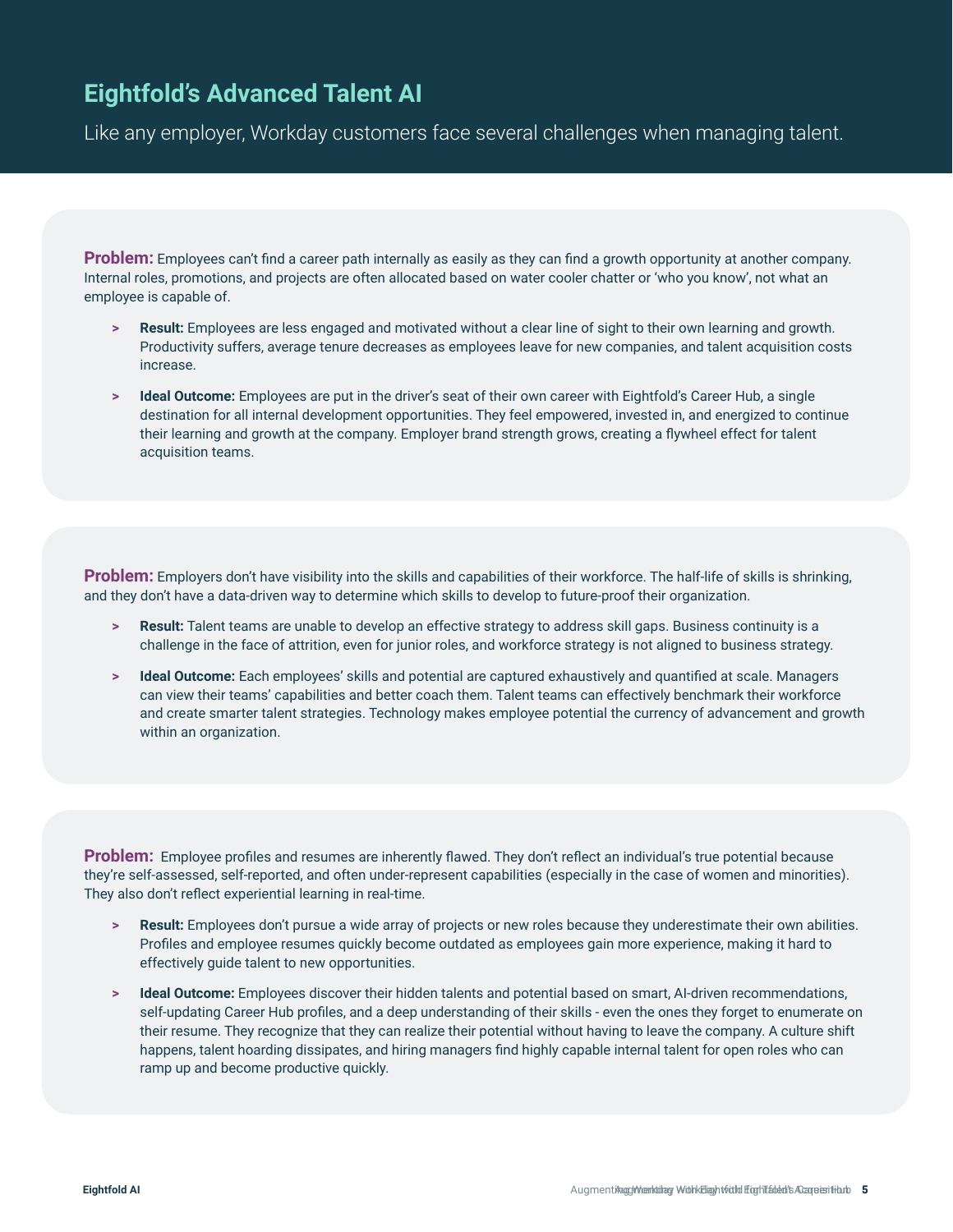## Eightfold's Advanced Talent AI

Like any employer, Workday customers face several challenges when managing talent.

**Problem:** Employees can't find a career path internally as easily as they can find a growth opportunity at another company. Internal roles, promotions, and projects are often allocated based on water cooler chatter or 'who you know', not what an employee is capable of.

- **Result:** Employees are less engaged and motivated without a clear line of sight to their own learning and growth. Productivity suffers, average tenure decreases as employees leave for new companies, and talent acquisition costs increase.
- **Ideal Outcome:** Employees are put in the driver's seat of their own career with Eightfold's Career Hub, a single destination for all internal development opportunities. They feel empowered, invested in, and energized to continue their learning and growth at the company. Employer brand strength grows, creating a flywheel effect for talent acquisition teams.

**Problem:** Employers don't have visibility into the skills and capabilities of their workforce. The half-life of skills is shrinking, and they don't have a data-driven way to determine which skills to develop to future-proof their organization.

- **Result:** Talent teams are unable to develop an effective strategy to address skill gaps. Business continuity is a challenge in the face of attrition, even for junior roles, and workforce strategy is not aligned to business strategy.
- **Ideal Outcome:** Each employees' skills and potential are captured exhaustively and quantified at scale. Managers can view their teams' capabilities and better coach them. Talent teams can effectively benchmark their workforce and create smarter talent strategies. Technology makes employee potential the currency of advancement and growth within an organization.

**Problem:** Employee profiles and resumes are inherently flawed. They don't reflect an individual's true potential because they're self-assessed, self-reported, and often under-represent capabilities (especially in the case of women and minorities). They also don't reflect experiential learning in real-time.

- **Result:** Employees don't pursue a wide array of projects or new roles because they underestimate their own abilities. Profiles and employee resumes quickly become outdated as employees gain more experience, making it hard to effectively guide talent to new opportunities.
- **Ideal Outcome:** Employees discover their hidden talents and potential based on smart, AI-driven recommendations, self-updating Career Hub profiles, and a deep understanding of their skills - even the ones they forget to enumerate on their resume. They recognize that they can realize their potential without having to leave the company. A culture shift happens, talent hoarding dissipates, and hiring managers find highly capable internal talent for open roles who can ramp up and become productive quickly.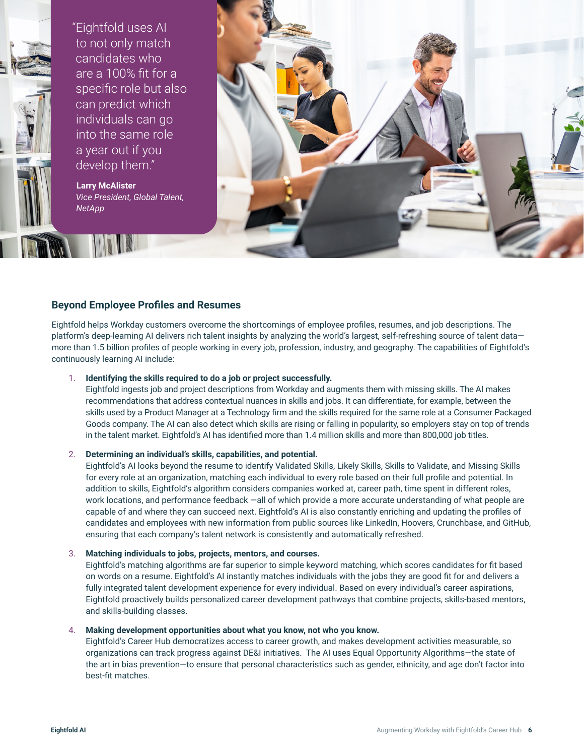> "Eightfold uses AI to not only match candidates who are a 100% fit for a specific role but also can predict which individuals can go into the same role a year out if you develop them."
>
> **Larry McAlister**
> *Vice President, Global Talent, NetApp*

## Beyond Employee Profiles and Resumes

Eightfold helps Workday customers overcome the shortcomings of employee profiles, resumes, and job descriptions. The platform's deep-learning AI delivers rich talent insights by analyzing the world's largest, self-refreshing source of talent data—more than 1.5 billion profiles of people working in every job, profession, industry, and geography. The capabilities of Eightfold's continuously learning AI include:

1. **Identifying the skills required to do a job or project successfully.**
   Eightfold ingests job and project descriptions from Workday and augments them with missing skills. The AI makes recommendations that address contextual nuances in skills and jobs. It can differentiate, for example, between the skills used by a Product Manager at a Technology firm and the skills required for the same role at a Consumer Packaged Goods company. The AI can also detect which skills are rising or falling in popularity, so employers stay on top of trends in the talent market. Eightfold's AI has identified more than 1.4 million skills and more than 800,000 job titles.

2. **Determining an individual's skills, capabilities, and potential.**
   Eightfold's AI looks beyond the resume to identify Validated Skills, Likely Skills, Skills to Validate, and Missing Skills for every role at an organization, matching each individual to every role based on their full profile and potential. In addition to skills, Eightfold's algorithm considers companies worked at, career path, time spent in different roles, work locations, and performance feedback —all of which provide a more accurate understanding of what people are capable of and where they can succeed next. Eightfold's AI is also constantly enriching and updating the profiles of candidates and employees with new information from public sources like LinkedIn, Hoovers, Crunchbase, and GitHub, ensuring that each company's talent network is consistently and automatically refreshed.

3. **Matching individuals to jobs, projects, mentors, and courses.**
   Eightfold's matching algorithms are far superior to simple keyword matching, which scores candidates for fit based on words on a resume. Eightfold's AI instantly matches individuals with the jobs they are good fit for and delivers a fully integrated talent development experience for every individual. Based on every individual's career aspirations, Eightfold proactively builds personalized career development pathways that combine projects, skills-based mentors, and skills-building classes.

4. **Making development opportunities about what you know, not who you know.**
   Eightfold's Career Hub democratizes access to career growth, and makes development activities measurable, so organizations can track progress against DE&I initiatives. The AI uses Equal Opportunity Algorithms—the state of the art in bias prevention—to ensure that personal characteristics such as gender, ethnicity, and age don't factor into best-fit matches.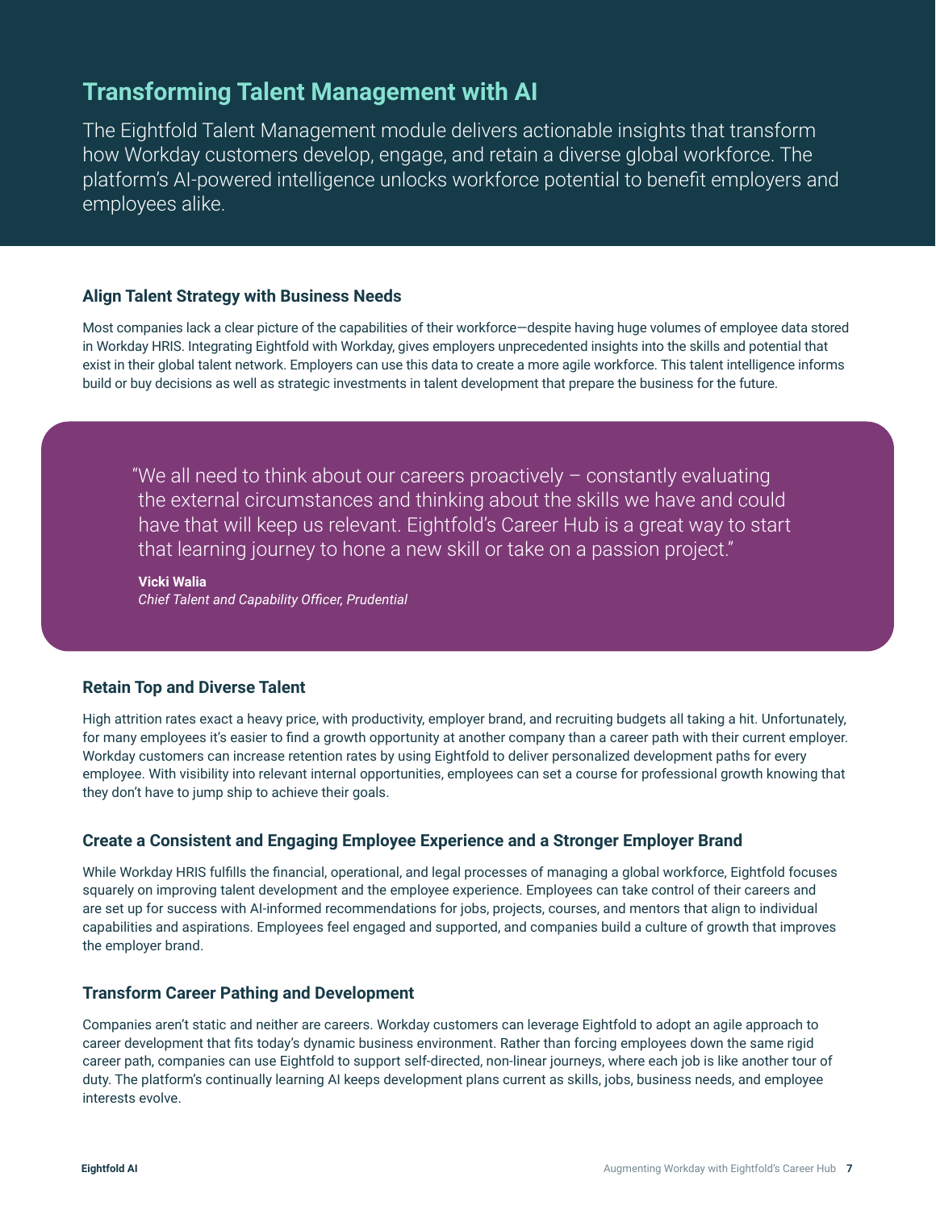## Transforming Talent Management with AI

The Eightfold Talent Management module delivers actionable insights that transform how Workday customers develop, engage, and retain a diverse global workforce. The platform's AI-powered intelligence unlocks workforce potential to benefit employers and employees alike.

### Align Talent Strategy with Business Needs

Most companies lack a clear picture of the capabilities of their workforce—despite having huge volumes of employee data stored in Workday HRIS. Integrating Eightfold with Workday, gives employers unprecedented insights into the skills and potential that exist in their global talent network. Employers can use this data to create a more agile workforce. This talent intelligence informs build or buy decisions as well as strategic investments in talent development that prepare the business for the future.

> "We all need to think about our careers proactively – constantly evaluating the external circumstances and thinking about the skills we have and could have that will keep us relevant. Eightfold's Career Hub is a great way to start that learning journey to hone a new skill or take on a passion project."
>
> **Vicki Walia**
> *Chief Talent and Capability Officer, Prudential*

### Retain Top and Diverse Talent

High attrition rates exact a heavy price, with productivity, employer brand, and recruiting budgets all taking a hit. Unfortunately, for many employees it's easier to find a growth opportunity at another company than a career path with their current employer. Workday customers can increase retention rates by using Eightfold to deliver personalized development paths for every employee. With visibility into relevant internal opportunities, employees can set a course for professional growth knowing that they don't have to jump ship to achieve their goals.

### Create a Consistent and Engaging Employee Experience and a Stronger Employer Brand

While Workday HRIS fulfills the financial, operational, and legal processes of managing a global workforce, Eightfold focuses squarely on improving talent development and the employee experience. Employees can take control of their careers and are set up for success with AI-informed recommendations for jobs, projects, courses, and mentors that align to individual capabilities and aspirations. Employees feel engaged and supported, and companies build a culture of growth that improves the employer brand.

### Transform Career Pathing and Development

Companies aren't static and neither are careers. Workday customers can leverage Eightfold to adopt an agile approach to career development that fits today's dynamic business environment. Rather than forcing employees down the same rigid career path, companies can use Eightfold to support self-directed, non-linear journeys, where each job is like another tour of duty. The platform's continually learning AI keeps development plans current as skills, jobs, business needs, and employee interests evolve.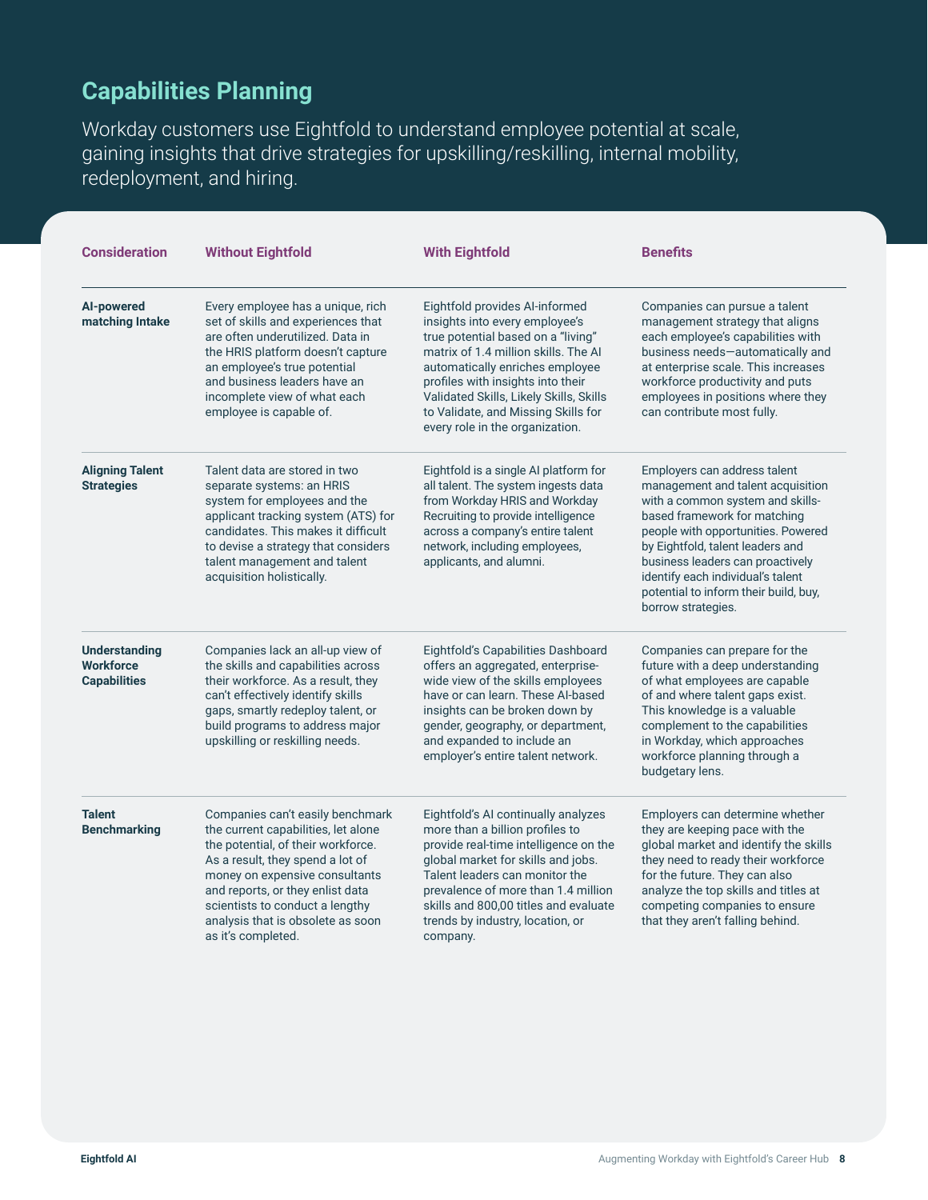## Capabilities Planning

Workday customers use Eightfold to understand employee potential at scale, gaining insights that drive strategies for upskilling/reskilling, internal mobility, redeployment, and hiring.

| Consideration | Without Eightfold | With Eightfold | Benefits |
|---|---|---|---|
| **AI-powered matching Intake** | Every employee has a unique, rich set of skills and experiences that are often underutilized. Data in the HRIS platform doesn't capture an employee's true potential and business leaders have an incomplete view of what each employee is capable of. | Eightfold provides AI-informed insights into every employee's true potential based on a "living" matrix of 1.4 million skills. The AI automatically enriches employee profiles with insights into their Validated Skills, Likely Skills, Skills to Validate, and Missing Skills for every role in the organization. | Companies can pursue a talent management strategy that aligns each employee's capabilities with business needs—automatically and at enterprise scale. This increases workforce productivity and puts employees in positions where they can contribute most fully. |
| **Aligning Talent Strategies** | Talent data are stored in two separate systems: an HRIS system for employees and the applicant tracking system (ATS) for candidates. This makes it difficult to devise a strategy that considers talent management and talent acquisition holistically. | Eightfold is a single AI platform for all talent. The system ingests data from Workday HRIS and Workday Recruiting to provide intelligence across a company's entire talent network, including employees, applicants, and alumni. | Employers can address talent management and talent acquisition with a common system and skills-based framework for matching people with opportunities. Powered by Eightfold, talent leaders and business leaders can proactively identify each individual's talent potential to inform their build, buy, borrow strategies. |
| **Understanding Workforce Capabilities** | Companies lack an all-up view of the skills and capabilities across their workforce. As a result, they can't effectively identify skills gaps, smartly redeploy talent, or build programs to address major upskilling or reskilling needs. | Eightfold's Capabilities Dashboard offers an aggregated, enterprise-wide view of the skills employees have or can learn. These AI-based insights can be broken down by gender, geography, or department, and expanded to include an employer's entire talent network. | Companies can prepare for the future with a deep understanding of what employees are capable of and where talent gaps exist. This knowledge is a valuable complement to the capabilities in Workday, which approaches workforce planning through a budgetary lens. |
| **Talent Benchmarking** | Companies can't easily benchmark the current capabilities, let alone the potential, of their workforce. As a result, they spend a lot of money on expensive consultants and reports, or they enlist data scientists to conduct a lengthy analysis that is obsolete as soon as it's completed. | Eightfold's AI continually analyzes more than a billion profiles to provide real-time intelligence on the global market for skills and jobs. Talent leaders can monitor the prevalence of more than 1.4 million skills and 800,00 titles and evaluate trends by industry, location, or company. | Employers can determine whether they are keeping pace with the global market and identify the skills they need to ready their workforce for the future. They can also analyze the top skills and titles at competing companies to ensure that they aren't falling behind. |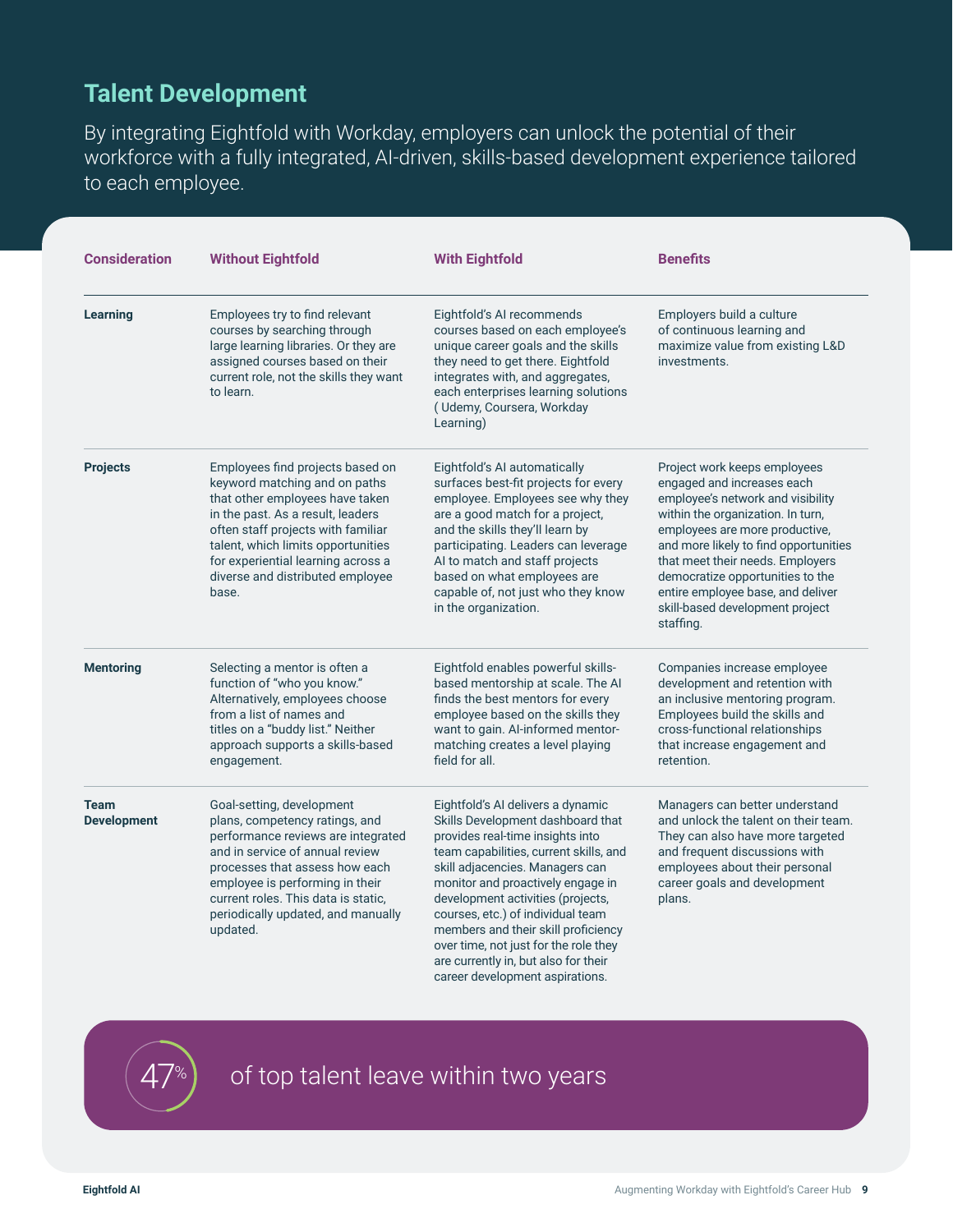## Talent Development

By integrating Eightfold with Workday, employers can unlock the potential of their workforce with a fully integrated, AI-driven, skills-based development experience tailored to each employee.

| Consideration | Without Eightfold | With Eightfold | Benefits |
|---|---|---|---|
| **Learning** | Employees try to find relevant courses by searching through large learning libraries. Or they are assigned courses based on their current role, not the skills they want to learn. | Eightfold's AI recommends courses based on each employee's unique career goals and the skills they need to get there. Eightfold integrates with, and aggregates, each enterprises learning solutions ( Udemy, Coursera, Workday Learning) | Employers build a culture of continuous learning and maximize value from existing L&D investments. |
| **Projects** | Employees find projects based on keyword matching and on paths that other employees have taken in the past. As a result, leaders often staff projects with familiar talent, which limits opportunities for experiential learning across a diverse and distributed employee base. | Eightfold's AI automatically surfaces best-fit projects for every employee. Employees see why they are a good match for a project, and the skills they'll learn by participating. Leaders can leverage AI to match and staff projects based on what employees are capable of, not just who they know in the organization. | Project work keeps employees engaged and increases each employee's network and visibility within the organization. In turn, employees are more productive, and more likely to find opportunities that meet their needs. Employers democratize opportunities to the entire employee base, and deliver skill-based development project staffing. |
| **Mentoring** | Selecting a mentor is often a function of "who you know." Alternatively, employees choose from a list of names and titles on a "buddy list." Neither approach supports a skills-based engagement. | Eightfold enables powerful skills-based mentorship at scale. The AI finds the best mentors for every employee based on the skills they want to gain. AI-informed mentor-matching creates a level playing field for all. | Companies increase employee development and retention with an inclusive mentoring program. Employees build the skills and cross-functional relationships that increase engagement and retention. |
| **Team Development** | Goal-setting, development plans, competency ratings, and performance reviews are integrated and in service of annual review processes that assess how each employee is performing in their current roles. This data is static, periodically updated, and manually updated. | Eightfold's AI delivers a dynamic Skills Development dashboard that provides real-time insights into team capabilities, current skills, and skill adjacencies. Managers can monitor and proactively engage in development activities (projects, courses, etc.) of individual team members and their skill proficiency over time, not just for the role they are currently in, but also for their career development aspirations. | Managers can better understand and unlock the talent on their team. They can also have more targeted and frequent discussions with employees about their personal career goals and development plans. |

**47%** of top talent leave within two years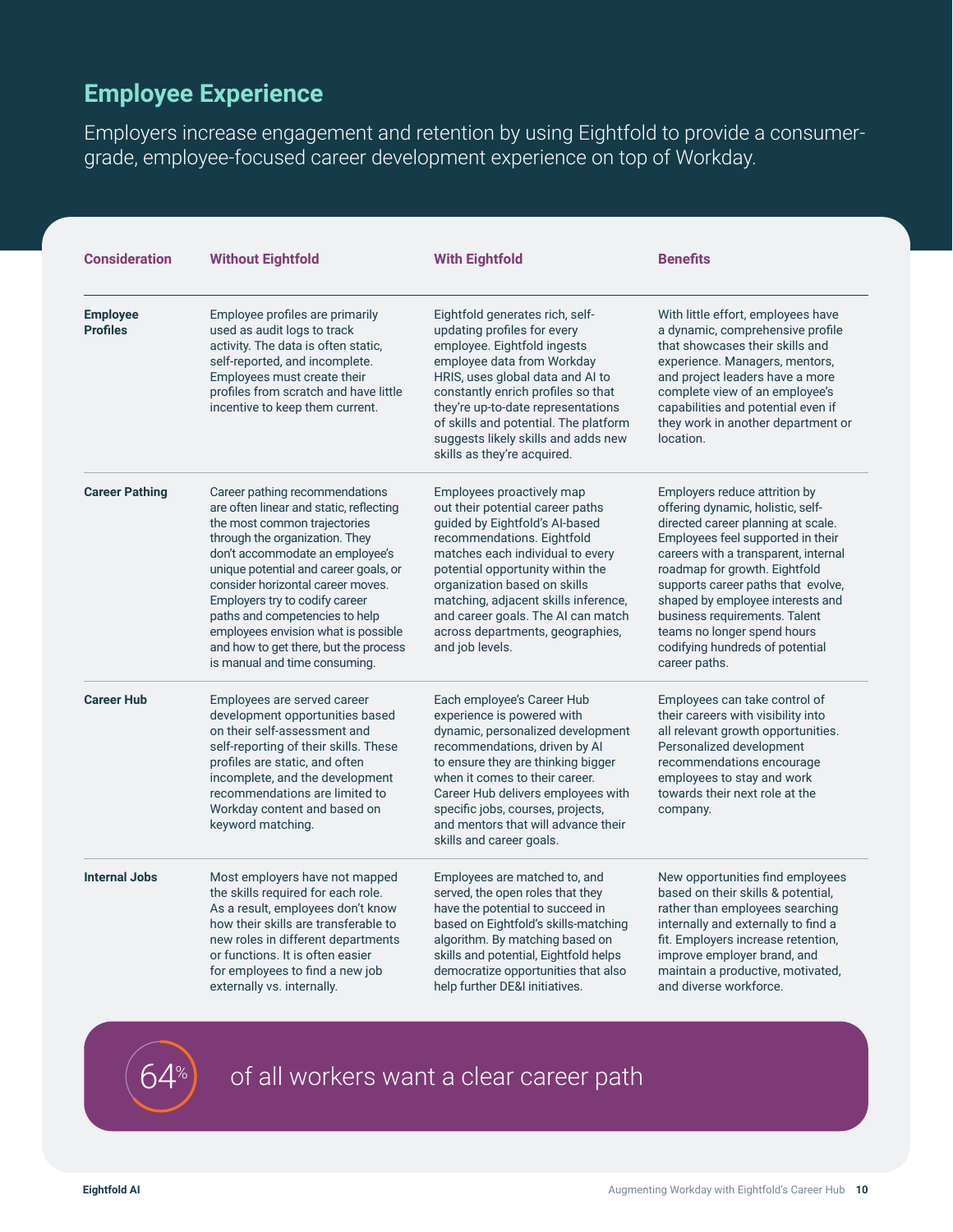## Employee Experience

Employers increase engagement and retention by using Eightfold to provide a consumer-grade, employee-focused career development experience on top of Workday.

| Consideration | Without Eightfold | With Eightfold | Benefits |
|---|---|---|---|
| **Employee Profiles** | Employee profiles are primarily used as audit logs to track activity. The data is often static, self-reported, and incomplete. Employees must create their profiles from scratch and have little incentive to keep them current. | Eightfold generates rich, self-updating profiles for every employee. Eightfold ingests employee data from Workday HRIS, uses global data and AI to constantly enrich profiles so that they're up-to-date representations of skills and potential. The platform suggests likely skills and adds new skills as they're acquired. | With little effort, employees have a dynamic, comprehensive profile that showcases their skills and experience. Managers, mentors, and project leaders have a more complete view of an employee's capabilities and potential even if they work in another department or location. |
| **Career Pathing** | Career pathing recommendations are often linear and static, reflecting the most common trajectories through the organization. They don't accommodate an employee's unique potential and career goals, or consider horizontal career moves. Employers try to codify career paths and competencies to help employees envision what is possible and how to get there, but the process is manual and time consuming. | Employees proactively map out their potential career paths guided by Eightfold's AI-based recommendations. Eightfold matches each individual to every potential opportunity within the organization based on skills matching, adjacent skills inference, and career goals. The AI can match across departments, geographies, and job levels. | Employers reduce attrition by offering dynamic, holistic, self-directed career planning at scale. Employees feel supported in their careers with a transparent, internal roadmap for growth. Eightfold supports career paths that evolve, shaped by employee interests and business requirements. Talent teams no longer spend hours codifying hundreds of potential career paths. |
| **Career Hub** | Employees are served career development opportunities based on their self-assessment and self-reporting of their skills. These profiles are static, and often incomplete, and the development recommendations are limited to Workday content and based on keyword matching. | Each employee's Career Hub experience is powered with dynamic, personalized development recommendations, driven by AI to ensure they are thinking bigger when it comes to their career. Career Hub delivers employees with specific jobs, courses, projects, and mentors that will advance their skills and career goals. | Employees can take control of their careers with visibility into all relevant growth opportunities. Personalized development recommendations encourage employees to stay and work towards their next role at the company. |
| **Internal Jobs** | Most employers have not mapped the skills required for each role. As a result, employees don't know how their skills are transferable to new roles in different departments or functions. It is often easier for employees to find a new job externally vs. internally. | Employees are matched to, and served, the open roles that they have the potential to succeed in based on Eightfold's skills-matching algorithm. By matching based on skills and potential, Eightfold helps democratize opportunities that also help further DE&I initiatives. | New opportunities find employees based on their skills & potential, rather than employees searching internally and externally to find a fit. Employers increase retention, improve employer brand, and maintain a productive, motivated, and diverse workforce. |

**64%** of all workers want a clear career path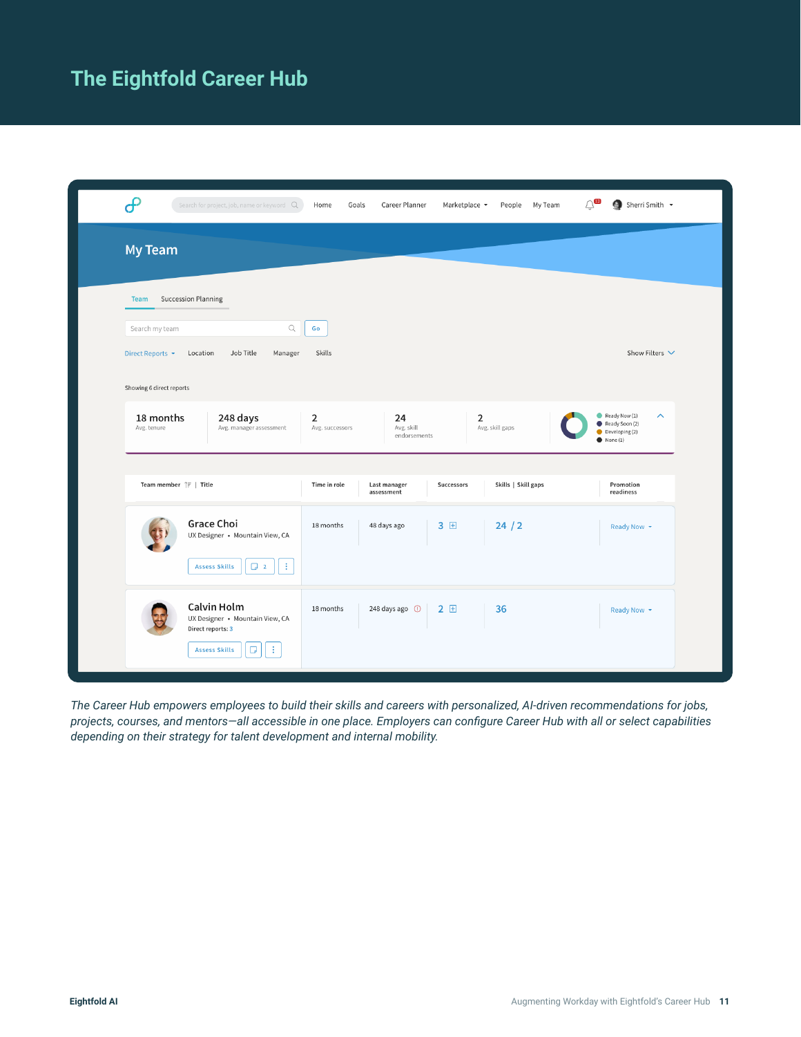# The Eightfold Career Hub

*The Career Hub empowers employees to build their skills and careers with personalized, AI-driven recommendations for jobs, projects, courses, and mentors—all accessible in one place. Employers can configure Career Hub with all or select capabilities depending on their strategy for talent development and internal mobility.*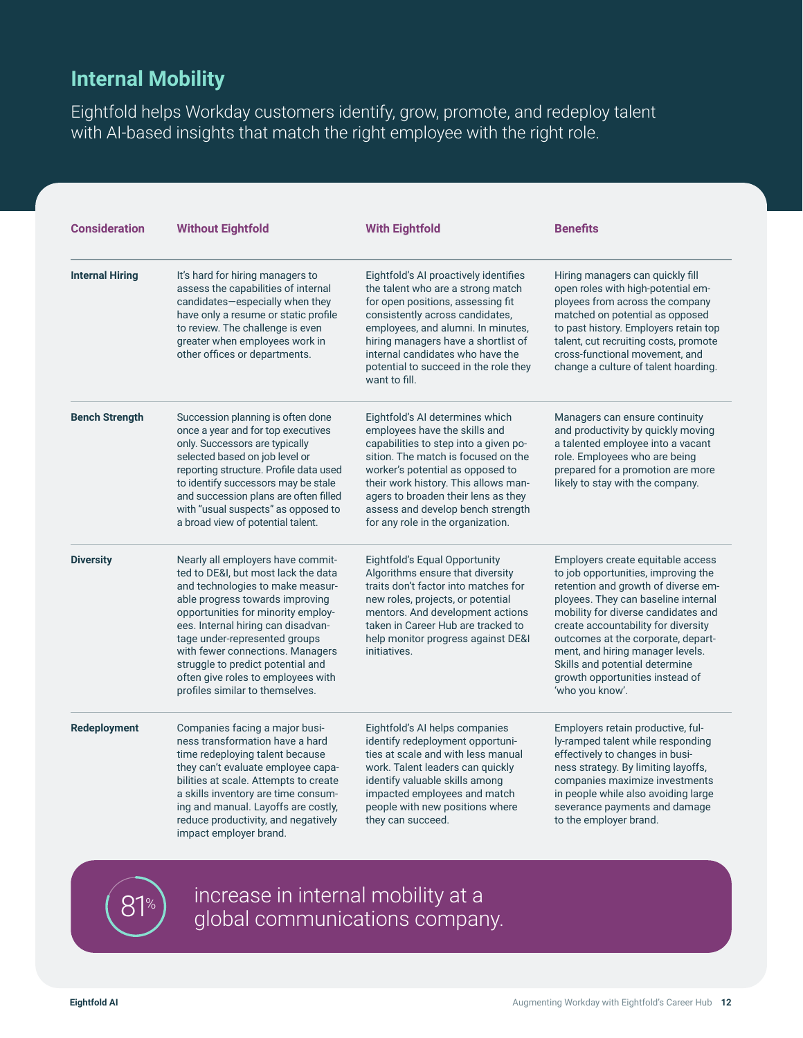## Internal Mobility

Eightfold helps Workday customers identify, grow, promote, and redeploy talent with AI-based insights that match the right employee with the right role.

| Consideration | Without Eightfold | With Eightfold | Benefits |
|---|---|---|---|
| **Internal Hiring** | It's hard for hiring managers to assess the capabilities of internal candidates—especially when they have only a resume or static profile to review. The challenge is even greater when employees work in other offices or departments. | Eightfold's AI proactively identifies the talent who are a strong match for open positions, assessing fit consistently across candidates, employees, and alumni. In minutes, hiring managers have a shortlist of internal candidates who have the potential to succeed in the role they want to fill. | Hiring managers can quickly fill open roles with high-potential employees from across the company matched on potential as opposed to past history. Employers retain top talent, cut recruiting costs, promote cross-functional movement, and change a culture of talent hoarding. |
| **Bench Strength** | Succession planning is often done once a year and for top executives only. Successors are typically selected based on job level or reporting structure. Profile data used to identify successors may be stale and succession plans are often filled with "usual suspects" as opposed to a broad view of potential talent. | Eightfold's AI determines which employees have the skills and capabilities to step into a given position. The match is focused on the worker's potential as opposed to their work history. This allows managers to broaden their lens as they assess and develop bench strength for any role in the organization. | Managers can ensure continuity and productivity by quickly moving a talented employee into a vacant role. Employees who are being prepared for a promotion are more likely to stay with the company. |
| **Diversity** | Nearly all employers have committed to DE&I, but most lack the data and technologies to make measurable progress towards improving opportunities for minority employees. Internal hiring can disadvantage under-represented groups with fewer connections. Managers struggle to predict potential and often give roles to employees with profiles similar to themselves. | Eightfold's Equal Opportunity Algorithms ensure that diversity traits don't factor into matches for new roles, projects, or potential mentors. And development actions taken in Career Hub are tracked to help monitor progress against DE&I initiatives. | Employers create equitable access to job opportunities, improving the retention and growth of diverse employees. They can baseline internal mobility for diverse candidates and create accountability for diversity outcomes at the corporate, department, and hiring manager levels. Skills and potential determine growth opportunities instead of 'who you know'. |
| **Redeployment** | Companies facing a major business transformation have a hard time redeploying talent because they can't evaluate employee capabilities at scale. Attempts to create a skills inventory are time consuming and manual. Layoffs are costly, reduce productivity, and negatively impact employer brand. | Eightfold's AI helps companies identify redeployment opportunities at scale and with less manual work. Talent leaders can quickly identify valuable skills among impacted employees and match people with new positions where they can succeed. | Employers retain productive, fully-ramped talent while responding effectively to changes in business strategy. By limiting layoffs, companies maximize investments in people while also avoiding large severance payments and damage to the employer brand. |

**81%** increase in internal mobility at a global communications company.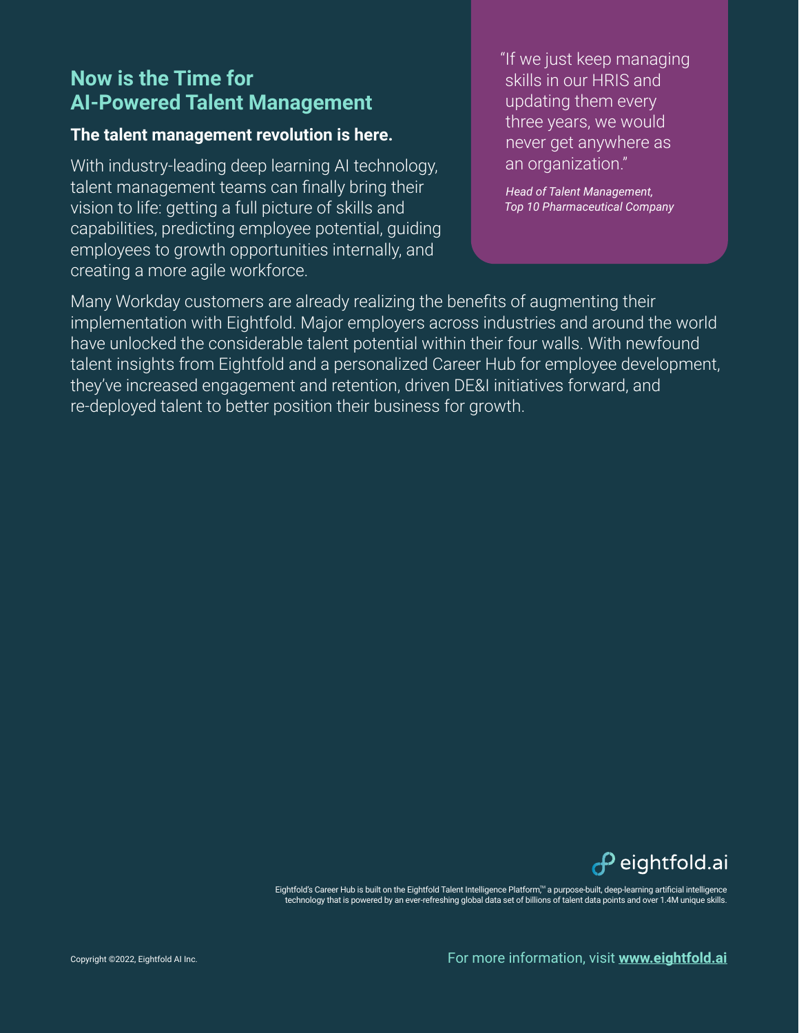## Now is the Time for AI-Powered Talent Management

**The talent management revolution is here.**

With industry-leading deep learning AI technology, talent management teams can finally bring their vision to life: getting a full picture of skills and capabilities, predicting employee potential, guiding employees to growth opportunities internally, and creating a more agile workforce.

"If we just keep managing skills in our HRIS and updating them every three years, we would never get anywhere as an organization."

*Head of Talent Management, Top 10 Pharmaceutical Company*

Many Workday customers are already realizing the benefits of augmenting their implementation with Eightfold. Major employers across industries and around the world have unlocked the considerable talent potential within their four walls. With newfound talent insights from Eightfold and a personalized Career Hub for employee development, they've increased engagement and retention, driven DE&I initiatives forward, and re-deployed talent to better position their business for growth.

eightfold.ai

Eightfold's Career Hub is built on the Eightfold Talent Intelligence Platform,™ a purpose-built, deep-learning artificial intelligence technology that is powered by an ever-refreshing global data set of billions of talent data points and over 1.4M unique skills.

Copyright ©2022, Eightfold AI Inc.

For more information, visit **www.eightfold.ai**